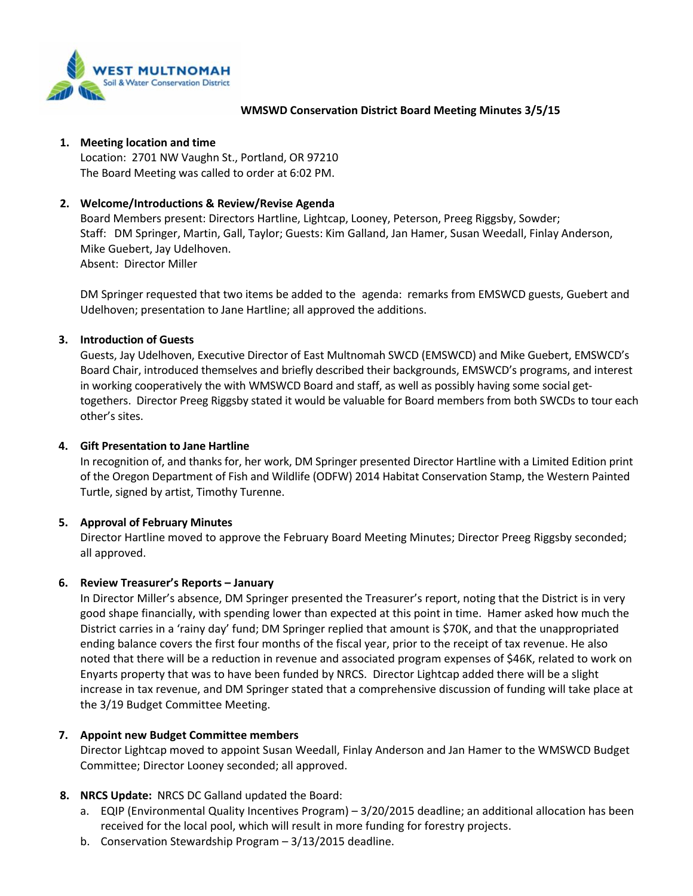**WEST MULTNOMAH**
Soil & Water Conservation District

# WMSWD Conservation District Board Meeting Minutes 3/5/15

1. **Meeting location and time**
   Location: 2701 NW Vaughn St., Portland, OR 97210
   The Board Meeting was called to order at 6:02 PM.

2. **Welcome/Introductions & Review/Revise Agenda**
   Board Members present: Directors Hartline, Lightcap, Looney, Peterson, Preeg Riggsby, Sowder;
   Staff: DM Springer, Martin, Gall, Taylor; Guests: Kim Galland, Jan Hamer, Susan Weedall, Finlay Anderson, Mike Guebert, Jay Udelhoven.
   Absent: Director Miller

   DM Springer requested that two items be added to the agenda: remarks from EMSWCD guests, Guebert and Udelhoven; presentation to Jane Hartline; all approved the additions.

3. **Introduction of Guests**
   Guests, Jay Udelhoven, Executive Director of East Multnomah SWCD (EMSWCD) and Mike Guebert, EMSWCD's Board Chair, introduced themselves and briefly described their backgrounds, EMSWCD's programs, and interest in working cooperatively the with WMSWCD Board and staff, as well as possibly having some social get-togethers. Director Preeg Riggsby stated it would be valuable for Board members from both SWCDs to tour each other's sites.

4. **Gift Presentation to Jane Hartline**
   In recognition of, and thanks for, her work, DM Springer presented Director Hartline with a Limited Edition print of the Oregon Department of Fish and Wildlife (ODFW) 2014 Habitat Conservation Stamp, the Western Painted Turtle, signed by artist, Timothy Turenne.

5. **Approval of February Minutes**
   Director Hartline moved to approve the February Board Meeting Minutes; Director Preeg Riggsby seconded; all approved.

6. **Review Treasurer's Reports – January**
   In Director Miller's absence, DM Springer presented the Treasurer's report, noting that the District is in very good shape financially, with spending lower than expected at this point in time. Hamer asked how much the District carries in a 'rainy day' fund; DM Springer replied that amount is $70K, and that the unappropriated ending balance covers the first four months of the fiscal year, prior to the receipt of tax revenue. He also noted that there will be a reduction in revenue and associated program expenses of $46K, related to work on Enyarts property that was to have been funded by NRCS. Director Lightcap added there will be a slight increase in tax revenue, and DM Springer stated that a comprehensive discussion of funding will take place at the 3/19 Budget Committee Meeting.

7. **Appoint new Budget Committee members**
   Director Lightcap moved to appoint Susan Weedall, Finlay Anderson and Jan Hamer to the WMSWCD Budget Committee; Director Looney seconded; all approved.

8. **NRCS Update:** NRCS DC Galland updated the Board:
   a. EQIP (Environmental Quality Incentives Program) – 3/20/2015 deadline; an additional allocation has been received for the local pool, which will result in more funding for forestry projects.
   b. Conservation Stewardship Program – 3/13/2015 deadline.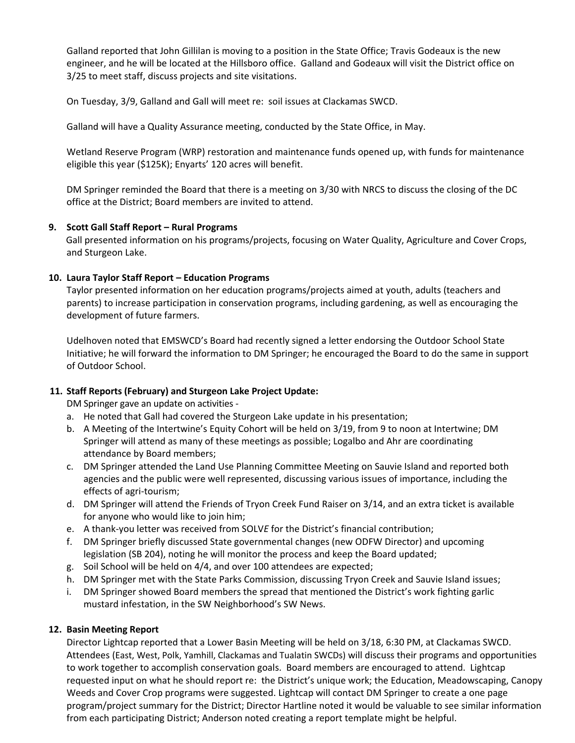Galland reported that John Gillilan is moving to a position in the State Office; Travis Godeaux is the new engineer, and he will be located at the Hillsboro office. Galland and Godeaux will visit the District office on 3/25 to meet staff, discuss projects and site visitations.

On Tuesday, 3/9, Galland and Gall will meet re: soil issues at Clackamas SWCD.

Galland will have a Quality Assurance meeting, conducted by the State Office, in May.

Wetland Reserve Program (WRP) restoration and maintenance funds opened up, with funds for maintenance eligible this year ($125K); Enyarts' 120 acres will benefit.

DM Springer reminded the Board that there is a meeting on 3/30 with NRCS to discuss the closing of the DC office at the District; Board members are invited to attend.

**9. Scott Gall Staff Report – Rural Programs**

Gall presented information on his programs/projects, focusing on Water Quality, Agriculture and Cover Crops, and Sturgeon Lake.

**10. Laura Taylor Staff Report – Education Programs**

Taylor presented information on her education programs/projects aimed at youth, adults (teachers and parents) to increase participation in conservation programs, including gardening, as well as encouraging the development of future farmers.

Udelhoven noted that EMSWCD's Board had recently signed a letter endorsing the Outdoor School State Initiative; he will forward the information to DM Springer; he encouraged the Board to do the same in support of Outdoor School.

**11. Staff Reports (February) and Sturgeon Lake Project Update:**

DM Springer gave an update on activities -

a. He noted that Gall had covered the Sturgeon Lake update in his presentation;
b. A Meeting of the Intertwine's Equity Cohort will be held on 3/19, from 9 to noon at Intertwine; DM Springer will attend as many of these meetings as possible; Logalbo and Ahr are coordinating attendance by Board members;
c. DM Springer attended the Land Use Planning Committee Meeting on Sauvie Island and reported both agencies and the public were well represented, discussing various issues of importance, including the effects of agri-tourism;
d. DM Springer will attend the Friends of Tryon Creek Fund Raiser on 3/14, and an extra ticket is available for anyone who would like to join him;
e. A thank-you letter was received from SOLV*E* for the District's financial contribution;
f. DM Springer briefly discussed State governmental changes (new ODFW Director) and upcoming legislation (SB 204), noting he will monitor the process and keep the Board updated;
g. Soil School will be held on 4/4, and over 100 attendees are expected;
h. DM Springer met with the State Parks Commission, discussing Tryon Creek and Sauvie Island issues;
i. DM Springer showed Board members the spread that mentioned the District's work fighting garlic mustard infestation, in the SW Neighborhood's SW News.

**12. Basin Meeting Report**

Director Lightcap reported that a Lower Basin Meeting will be held on 3/18, 6:30 PM, at Clackamas SWCD. Attendees (East, West, Polk, Yamhill, Clackamas and Tualatin SWCDs) will discuss their programs and opportunities to work together to accomplish conservation goals. Board members are encouraged to attend. Lightcap requested input on what he should report re: the District's unique work; the Education, Meadowscaping, Canopy Weeds and Cover Crop programs were suggested. Lightcap will contact DM Springer to create a one page program/project summary for the District; Director Hartline noted it would be valuable to see similar information from each participating District; Anderson noted creating a report template might be helpful.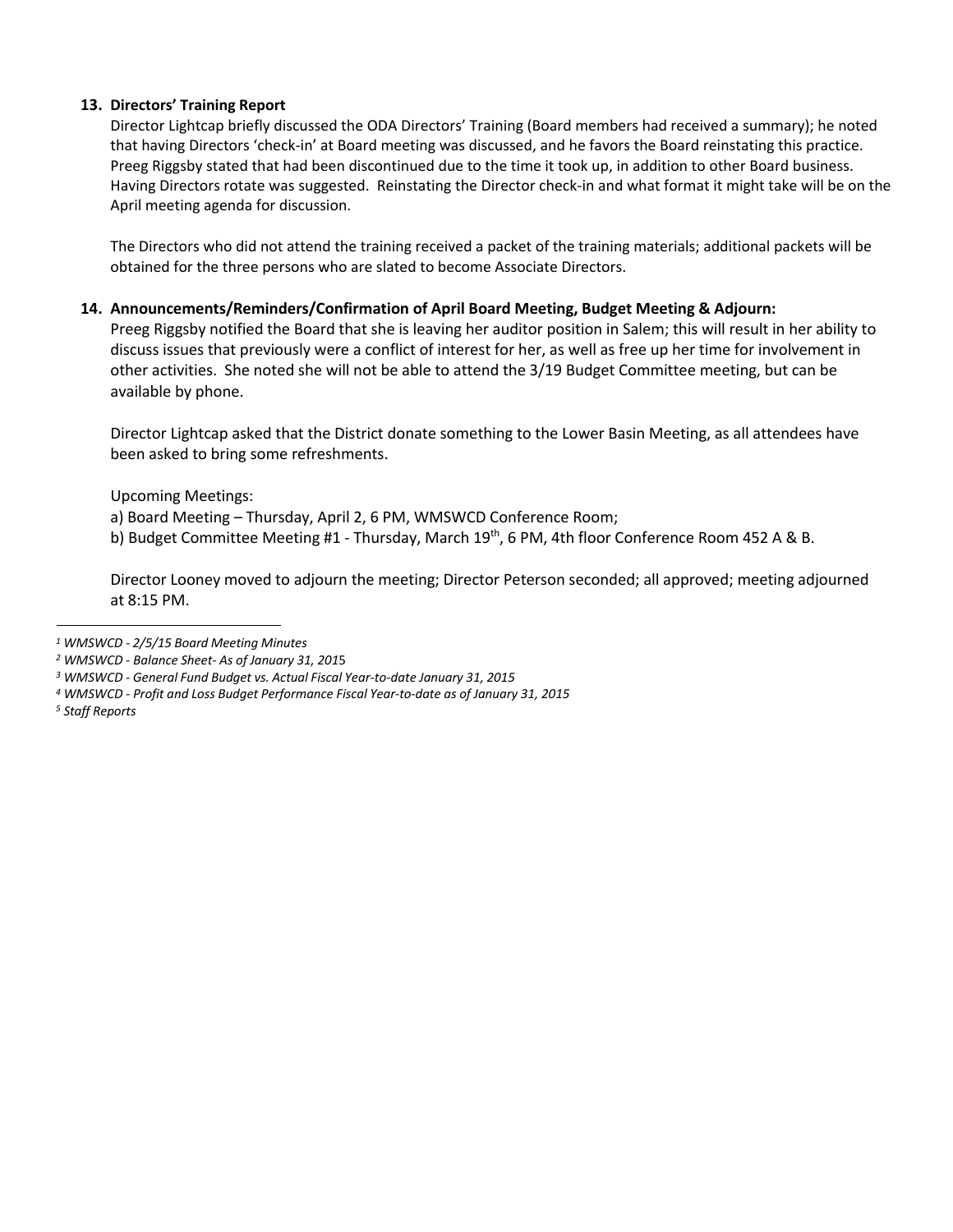13. **Directors' Training Report**

Director Lightcap briefly discussed the ODA Directors' Training (Board members had received a summary); he noted that having Directors 'check-in' at Board meeting was discussed, and he favors the Board reinstating this practice. Preeg Riggsby stated that had been discontinued due to the time it took up, in addition to other Board business. Having Directors rotate was suggested. Reinstating the Director check-in and what format it might take will be on the April meeting agenda for discussion.

The Directors who did not attend the training received a packet of the training materials; additional packets will be obtained for the three persons who are slated to become Associate Directors.

14. **Announcements/Reminders/Confirmation of April Board Meeting, Budget Meeting & Adjourn:**

Preeg Riggsby notified the Board that she is leaving her auditor position in Salem; this will result in her ability to discuss issues that previously were a conflict of interest for her, as well as free up her time for involvement in other activities. She noted she will not be able to attend the 3/19 Budget Committee meeting, but can be available by phone.

Director Lightcap asked that the District donate something to the Lower Basin Meeting, as all attendees have been asked to bring some refreshments.

Upcoming Meetings:

a) Board Meeting – Thursday, April 2, 6 PM, WMSWCD Conference Room;

b) Budget Committee Meeting #1 - Thursday, March 19th, 6 PM, 4th floor Conference Room 452 A & B.

Director Looney moved to adjourn the meeting; Director Peterson seconded; all approved; meeting adjourned at 8:15 PM.

---

[1] *WMSWCD - 2/5/15 Board Meeting Minutes*

[2] *WMSWCD - Balance Sheet- As of January 31, 2015*

[3] *WMSWCD - General Fund Budget vs. Actual Fiscal Year-to-date January 31, 2015*

[4] *WMSWCD - Profit and Loss Budget Performance Fiscal Year-to-date as of January 31, 2015*

[5] *Staff Reports*